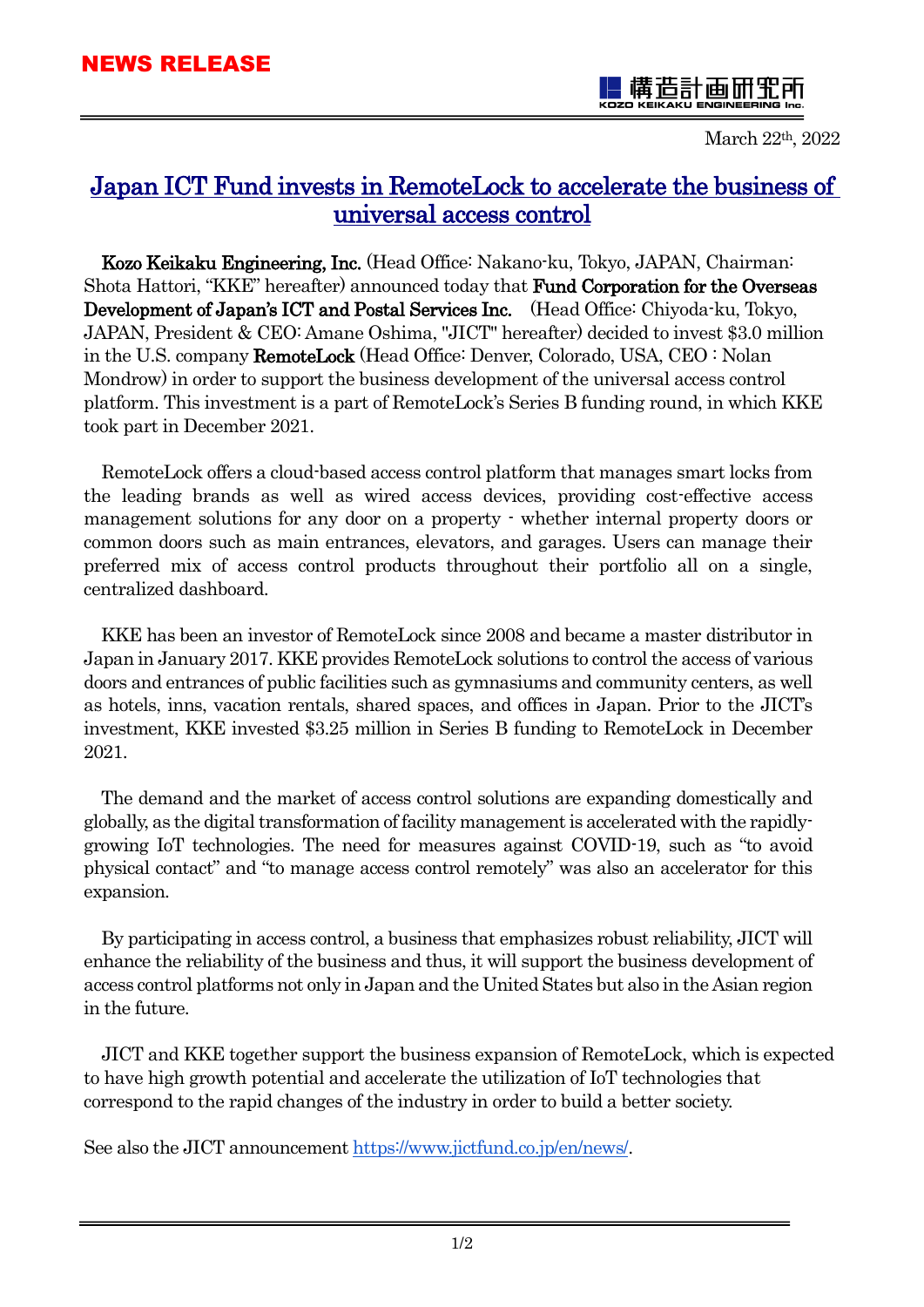**NEWS RELEASE**

構造計画研究所
KOZO KEIKAKU ENGINEERING Inc.

March 22th, 2022

# Japan ICT Fund invests in RemoteLock to accelerate the business of universal access control

**Kozo Keikaku Engineering, Inc.** (Head Office: Nakano-ku, Tokyo, JAPAN, Chairman: Shota Hattori, "KKE" hereafter) announced today that **Fund Corporation for the Overseas Development of Japan's ICT and Postal Services Inc.** (Head Office: Chiyoda-ku, Tokyo, JAPAN, President & CEO: Amane Oshima, "JICT" hereafter) decided to invest $3.0 million in the U.S. company **RemoteLock** (Head Office: Denver, Colorado, USA, CEO : Nolan Mondrow) in order to support the business development of the universal access control platform. This investment is a part of RemoteLock's Series B funding round, in which KKE took part in December 2021.

RemoteLock offers a cloud-based access control platform that manages smart locks from the leading brands as well as wired access devices, providing cost-effective access management solutions for any door on a property - whether internal property doors or common doors such as main entrances, elevators, and garages. Users can manage their preferred mix of access control products throughout their portfolio all on a single, centralized dashboard.

KKE has been an investor of RemoteLock since 2008 and became a master distributor in Japan in January 2017. KKE provides RemoteLock solutions to control the access of various doors and entrances of public facilities such as gymnasiums and community centers, as well as hotels, inns, vacation rentals, shared spaces, and offices in Japan. Prior to the JICT's investment, KKE invested $3.25 million in Series B funding to RemoteLock in December 2021.

The demand and the market of access control solutions are expanding domestically and globally, as the digital transformation of facility management is accelerated with the rapidly-growing IoT technologies. The need for measures against COVID-19, such as "to avoid physical contact" and "to manage access control remotely" was also an accelerator for this expansion.

By participating in access control, a business that emphasizes robust reliability, JICT will enhance the reliability of the business and thus, it will support the business development of access control platforms not only in Japan and the United States but also in the Asian region in the future.

JICT and KKE together support the business expansion of RemoteLock, which is expected to have high growth potential and accelerate the utilization of IoT technologies that correspond to the rapid changes of the industry in order to build a better society.

See also the JICT announcement https://www.jictfund.co.jp/en/news/.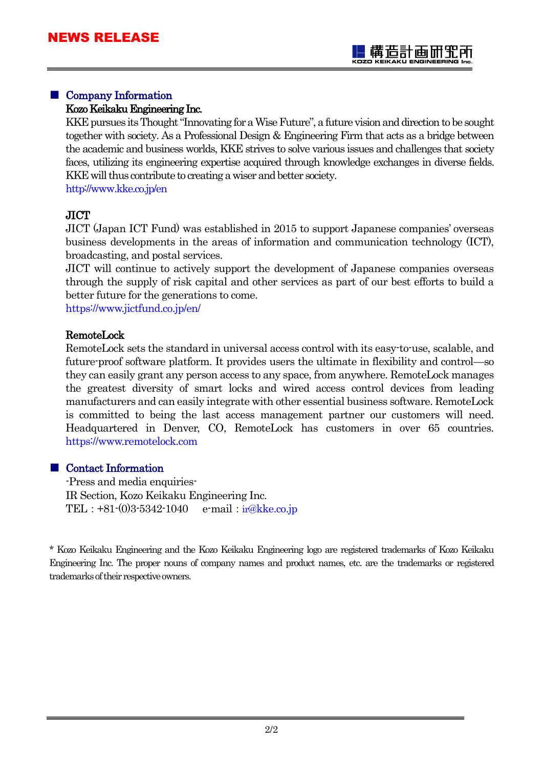NEWS RELEASE

## Company Information

### Kozo Keikaku Engineering Inc.

KKE pursues its Thought "Innovating for a Wise Future", a future vision and direction to be sought together with society. As a Professional Design & Engineering Firm that acts as a bridge between the academic and business worlds, KKE strives to solve various issues and challenges that society faces, utilizing its engineering expertise acquired through knowledge exchanges in diverse fields. KKE will thus contribute to creating a wiser and better society.

http://www.kke.co.jp/en

### JICT

JICT (Japan ICT Fund) was established in 2015 to support Japanese companies' overseas business developments in the areas of information and communication technology (ICT), broadcasting, and postal services.

JICT will continue to actively support the development of Japanese companies overseas through the supply of risk capital and other services as part of our best efforts to build a better future for the generations to come.

https://www.jictfund.co.jp/en/

### RemoteLock

RemoteLock sets the standard in universal access control with its easy-to-use, scalable, and future-proof software platform. It provides users the ultimate in flexibility and control—so they can easily grant any person access to any space, from anywhere. RemoteLock manages the greatest diversity of smart locks and wired access control devices from leading manufacturers and can easily integrate with other essential business software. RemoteLock is committed to being the last access management partner our customers will need. Headquartered in Denver, CO, RemoteLock has customers in over 65 countries. https://www.remotelock.com

## Contact Information

-Press and media enquiries-

IR Section, Kozo Keikaku Engineering Inc.

TEL : +81-(0)3-5342-1040　e-mail : ir@kke.co.jp

\* Kozo Keikaku Engineering and the Kozo Keikaku Engineering logo are registered trademarks of Kozo Keikaku Engineering Inc. The proper nouns of company names and product names, etc. are the trademarks or registered trademarks of their respective owners.